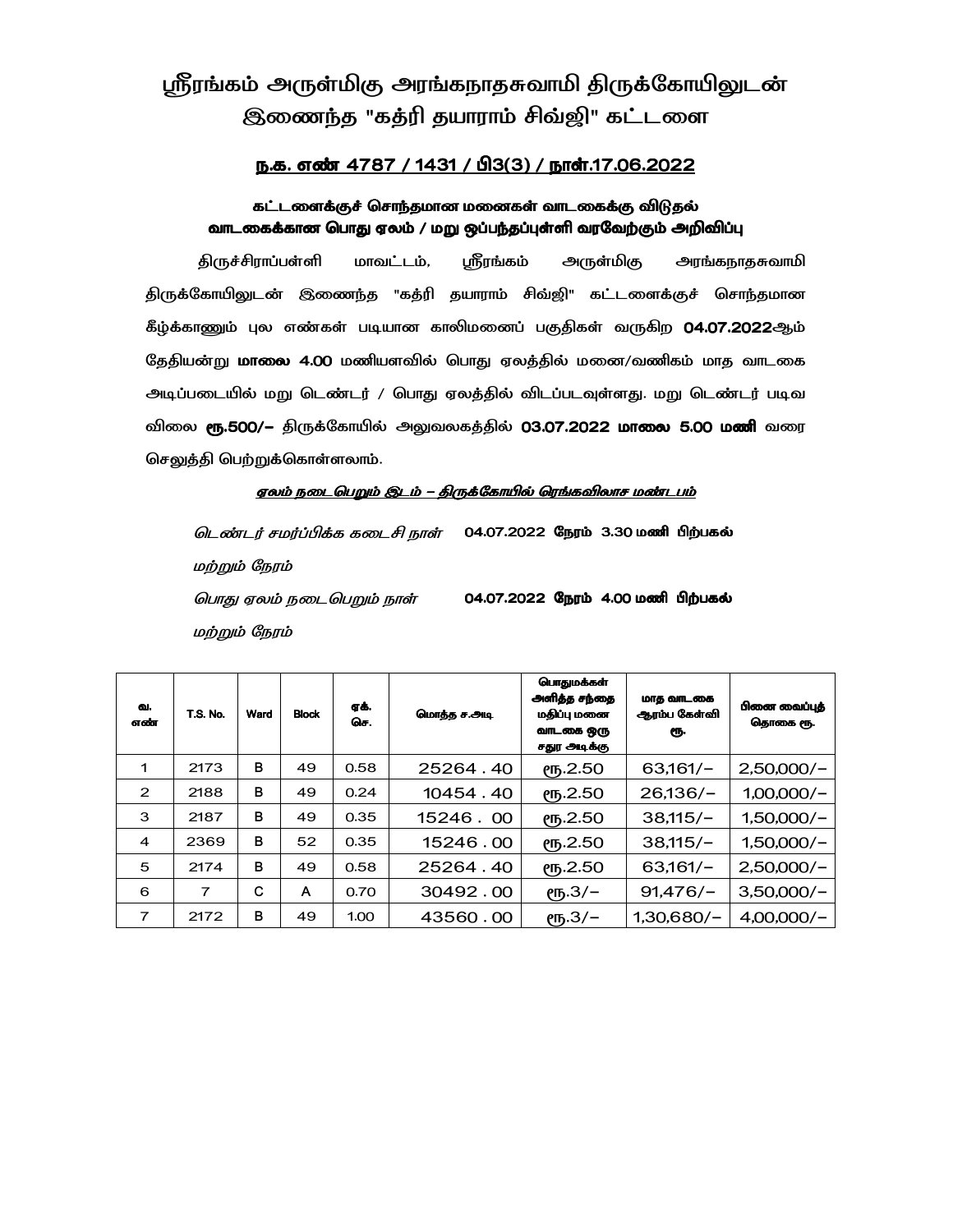# ஸ்ரீரங்கம் அருள்மிகு அரங்கநாதசுவாமி திருக்கோயிலுடன் இணைந்த "கத்ரி தயாராம் சிவ்ஜி" கட்டளை

**<u>ந.க. எண் 4787 / 1431 / பி3(3) / நாள்.17.06.2022</u>**

**கட்டளைக்குச் சொந்தமான மனைகள் வாடகைக்கு விடுதல்**
**வாடகைக்கான பொது ஏலம் / மறு ஒப்பந்தப்புள்ளி வரவேற்கும் அறிவிப்பு**

திருச்சிராப்பள்ளி மாவட்டம், ஸ்ரீரங்கம் அருள்மிகு அரங்கநாதசுவாமி திருக்கோயிலுடன் இணைந்த "கத்ரி தயாராம் சிவ்ஜி" கட்டளைக்குச் சொந்தமான கீழ்க்காணும் புல எண்கள் படியான காலிமனைப் பகுதிகள் வருகிற **04.07.2022**ஆம் தேதியன்று **மாலை 4.00** மணியளவில் பொது ஏலத்தில் மனை/வணிகம் மாத வாடகை அடிப்படையில் மறு டெண்டர் / பொது ஏலத்தில் விடப்படவுள்ளது. மறு டெண்டர் படிவ விலை **ரூ.500/-** திருக்கோயில் அலுவலகத்தில் **03.07.2022 மாலை 5.00 மணி** வரை செலுத்தி பெற்றுக்கொள்ளலாம்.

***<u>ஏலம் நடைபெறும் இடம் – திருக்கோயில் ரெங்கவிலாச மண்டபம்</u>***

*டெண்டர் சமர்ப்பிக்க கடைசி நாள் மற்றும் நேரம்* **04.07.2022 நேரம் 3.30 மணி பிற்பகல்**

*பொது ஏலம் நடைபெறும் நாள் மற்றும் நேரம்* **04.07.2022 நேரம் 4.00 மணி பிற்பகல்**

| வ. எண் | T.S. No. | Ward | Block | ஏக். செ. | மொத்த ச.அடி | பொதுமக்கள் அளித்த சந்தை மதிப்பு மனை வாடகை ஒரு சதுர அடிக்கு | மாத வாடகை ஆரம்ப கேள்வி ரூ. | பிணை வைப்புத் தொகை ரூ. |
|---|---|---|---|---|---|---|---|---|
| 1 | 2173 | B | 49 | 0.58 | 25264 . 40 | ரூ.2.50 | 63,161/- | 2,50,000/- |
| 2 | 2188 | B | 49 | 0.24 | 10454 . 40 | ரூ.2.50 | 26,136/- | 1,00,000/- |
| 3 | 2187 | B | 49 | 0.35 | 15246 . 00 | ரூ.2.50 | 38,115/- | 1,50,000/- |
| 4 | 2369 | B | 52 | 0.35 | 15246 . 00 | ரூ.2.50 | 38,115/- | 1,50,000/- |
| 5 | 2174 | B | 49 | 0.58 | 25264 . 40 | ரூ.2.50 | 63,161/- | 2,50,000/- |
| 6 | 7 | C | A | 0.70 | 30492 . 00 | ரூ.3/- | 91,476/- | 3,50,000/- |
| 7 | 2172 | B | 49 | 1.00 | 43560 . 00 | ரூ.3/- | 1,30,680/- | 4,00,000/- |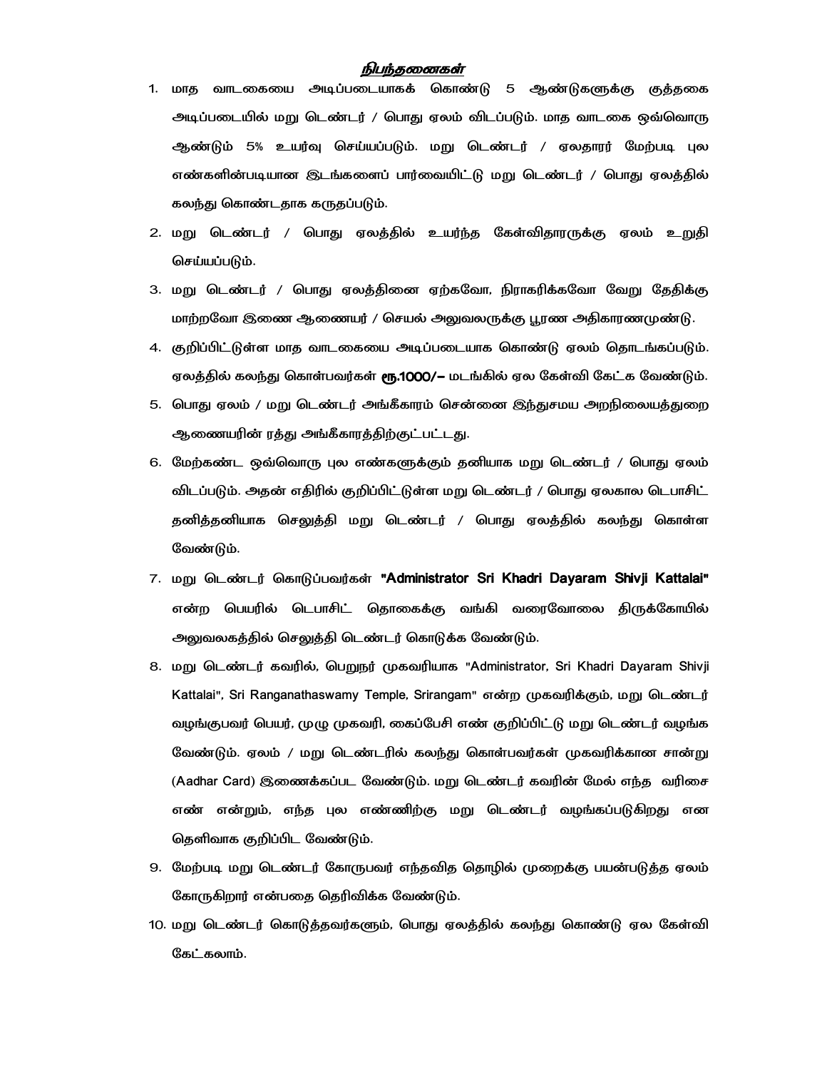## நிபந்தனைகள்

1. மாத வாடகையை அடிப்படையாகக் கொண்டு 5 ஆண்டுகளுக்கு குத்தகை அடிப்படையில் மறு டெண்டர் / பொது ஏலம் விடப்படும். மாத வாடகை ஒவ்வொரு ஆண்டும் 5% உயர்வு செய்யப்படும். மறு டெண்டர் / ஏலதாரர் மேற்படி புல எண்களின்படியான இடங்களைப் பார்வையிட்டு மறு டெண்டர் / பொது ஏலத்தில் கலந்து கொண்டதாக கருதப்படும்.
2. மறு டெண்டர் / பொது ஏலத்தில் உயர்ந்த கேள்விதாரருக்கு ஏலம் உறுதி செய்யப்படும்.
3. மறு டெண்டர் / பொது ஏலத்தினை ஏற்கவோ, நிராகரிக்கவோ வேறு தேதிக்கு மாற்றவோ இணை ஆணையர் / செயல் அலுவலருக்கு பூரண அதிகாரணமுண்டு.
4. குறிப்பிட்டுள்ள மாத வாடகையை அடிப்படையாக கொண்டு ஏலம் தொடங்கப்படும். ஏலத்தில் கலந்து கொள்பவர்கள் **ரூ.1000/–** மடங்கில் ஏல கேள்வி கேட்க வேண்டும்.
5. பொது ஏலம் / மறு டெண்டர் அங்கீகாரம் சென்னை இந்துசமய அறநிலையத்துறை ஆணையரின் ரத்து அங்கீகாரத்திற்குட்பட்டது.
6. மேற்கண்ட ஒவ்வொரு புல எண்களுக்கும் தனியாக மறு டெண்டர் / பொது ஏலம் விடப்படும். அதன் எதிரில் குறிப்பிட்டுள்ள மறு டெண்டர் / பொது ஏலகால டெபாசிட் தனித்தனியாக செலுத்தி மறு டெண்டர் / பொது ஏலத்தில் கலந்து கொள்ள வேண்டும்.
7. மறு டெண்டர் கொடுப்பவர்கள் **"Administrator Sri Khadri Dayaram Shivji Kattalai"** என்ற பெயரில் டெபாசிட் தொகைக்கு வங்கி வரைவோலை திருக்கோயில் அலுவலகத்தில் செலுத்தி டெண்டர் கொடுக்க வேண்டும்.
8. மறு டெண்டர் கவரில், பெறுநர் முகவரியாக "Administrator, Sri Khadri Dayaram Shivji Kattalai", Sri Ranganathaswamy Temple, Srirangam" என்ற முகவரிக்கும், மறு டெண்டர் வழங்குபவர் பெயர், முழு முகவரி, கைப்பேசி எண் குறிப்பிட்டு மறு டெண்டர் வழங்க வேண்டும். ஏலம் / மறு டெண்டரில் கலந்து கொள்பவர்கள் முகவரிக்கான சான்று (Aadhar Card) இணைக்கப்பட வேண்டும். மறு டெண்டர் கவரின் மேல் எந்த வரிசை எண் என்றும், எந்த புல எண்ணிற்கு மறு டெண்டர் வழங்கப்படுகிறது என தெளிவாக குறிப்பிட வேண்டும்.
9. மேற்படி மறு டெண்டர் கோருபவர் எந்தவித தொழில் முறைக்கு பயன்படுத்த ஏலம் கோருகிறார் என்பதை தெரிவிக்க வேண்டும்.
10. மறு டெண்டர் கொடுத்தவர்களும், பொது ஏலத்தில் கலந்து கொண்டு ஏல கேள்வி கேட்கலாம்.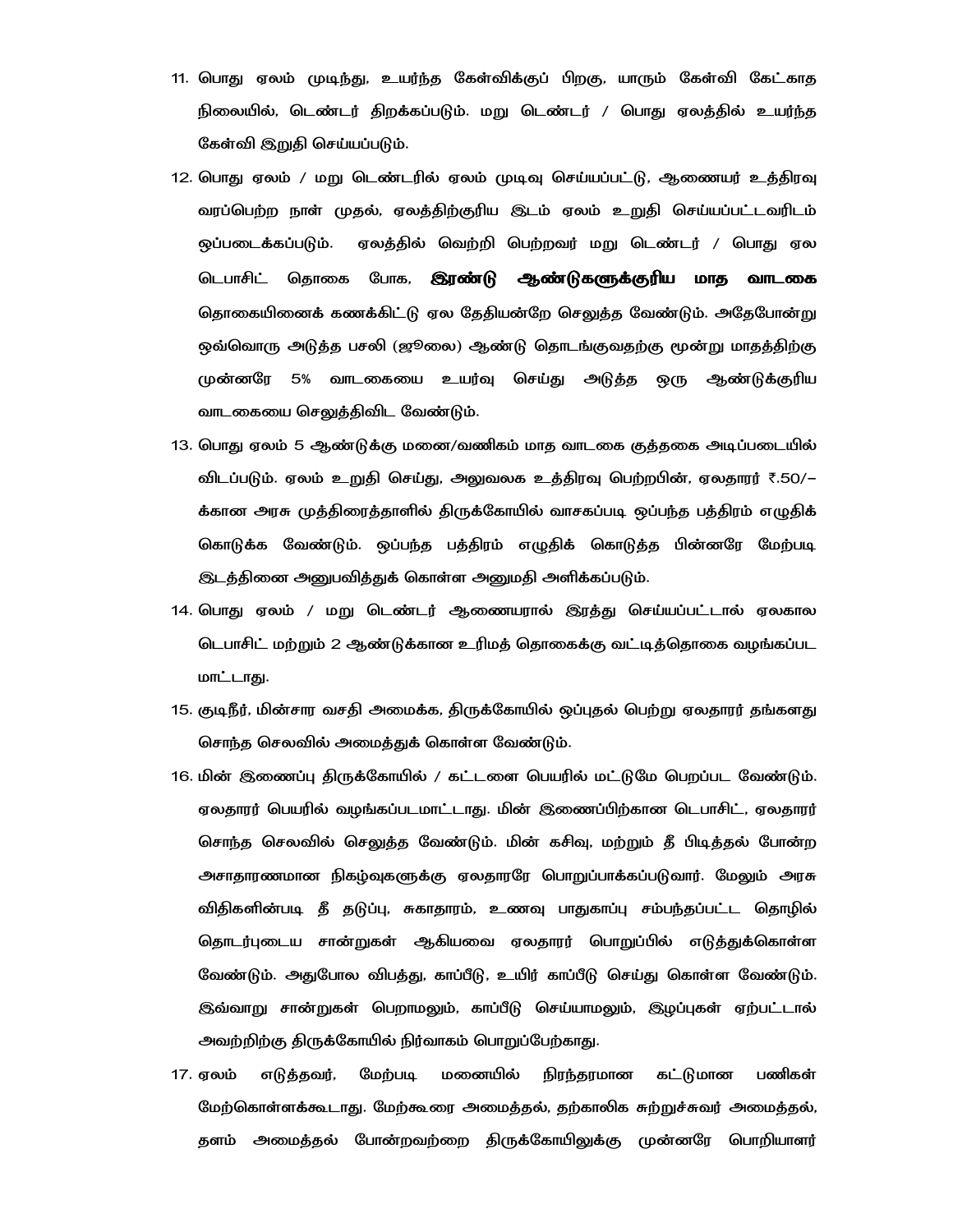11. பொது ஏலம் முடிந்து, உயர்ந்த கேள்விக்குப் பிறகு, யாரும் கேள்வி கேட்காத நிலையில், டெண்டர் திறக்கப்படும். மறு டெண்டர் / பொது ஏலத்தில் உயர்ந்த கேள்வி இறுதி செய்யப்படும்.

12. பொது ஏலம் / மறு டெண்டரில் ஏலம் முடிவு செய்யப்பட்டு, ஆணையர் உத்திரவு வரப்பெற்ற நாள் முதல், ஏலத்திற்குரிய இடம் ஏலம் உறுதி செய்யப்பட்டவரிடம் ஒப்படைக்கப்படும். ஏலத்தில் வெற்றி பெற்றவர் மறு டெண்டர் / பொது ஏல டெபாசிட் தொகை போக, **இரண்டு ஆண்டுகளுக்குரிய மாத வாடகை** தொகையினைக் கணக்கிட்டு ஏல தேதியன்றே செலுத்த வேண்டும். அதேபோன்று ஒவ்வொரு அடுத்த பசலி (ஜூலை) ஆண்டு தொடங்குவதற்கு மூன்று மாதத்திற்கு முன்னரே 5% வாடகையை உயர்வு செய்து அடுத்த ஒரு ஆண்டுக்குரிய வாடகையை செலுத்திவிட வேண்டும்.

13. பொது ஏலம் 5 ஆண்டுக்கு மனை/வணிகம் மாத வாடகை குத்தகை அடிப்படையில் விடப்படும். ஏலம் உறுதி செய்து, அலுவலக உத்திரவு பெற்றபின், ஏலதாரர் ₹.50/–க்கான அரசு முத்திரைத்தாளில் திருக்கோயில் வாசகப்படி ஒப்பந்த பத்திரம் எழுதிக் கொடுக்க வேண்டும். ஒப்பந்த பத்திரம் எழுதிக் கொடுத்த பின்னரே மேற்படி இடத்தினை அனுபவித்துக் கொள்ள அனுமதி அளிக்கப்படும்.

14. பொது ஏலம் / மறு டெண்டர் ஆணையரால் இரத்து செய்யப்பட்டால் ஏலகால டெபாசிட் மற்றும் 2 ஆண்டுக்கான உரிமத் தொகைக்கு வட்டித்தொகை வழங்கப்பட மாட்டாது.

15. குடிநீர், மின்சார வசதி அமைக்க, திருக்கோயில் ஒப்புதல் பெற்று ஏலதாரர் தங்களது சொந்த செலவில் அமைத்துக் கொள்ள வேண்டும்.

16. மின் இணைப்பு திருக்கோயில் / கட்டளை பெயரில் மட்டுமே பெறப்பட வேண்டும். ஏலதாரர் பெயரில் வழங்கப்படமாட்டாது. மின் இணைப்பிற்கான டெபாசிட், ஏலதாரர் சொந்த செலவில் செலுத்த வேண்டும். மின் கசிவு, மற்றும் தீ பிடித்தல் போன்ற அசாதாரணமான நிகழ்வுகளுக்கு ஏலதாரரே பொறுப்பாக்கப்படுவார். மேலும் அரசு விதிகளின்படி தீ தடுப்பு, சுகாதாரம், உணவு பாதுகாப்பு சம்பந்தப்பட்ட தொழில் தொடர்புடைய சான்றுகள் ஆகியவை ஏலதாரர் பொறுப்பில் எடுத்துக்கொள்ள வேண்டும். அதுபோல விபத்து, காப்பீடு, உயிர் காப்பீடு செய்து கொள்ள வேண்டும். இவ்வாறு சான்றுகள் பெறாமலும், காப்பீடு செய்யாமலும், இழப்புகள் ஏற்பட்டால் அவற்றிற்கு திருக்கோயில் நிர்வாகம் பொறுப்பேற்காது.

17. ஏலம் எடுத்தவர், மேற்படி மனையில் நிரந்தரமான கட்டுமான பணிகள் மேற்கொள்ளக்கூடாது. மேற்கூரை அமைத்தல், தற்காலிக சுற்றுச்சுவர் அமைத்தல், தளம் அமைத்தல் போன்றவற்றை திருக்கோயிலுக்கு முன்னரே பொறியாளர்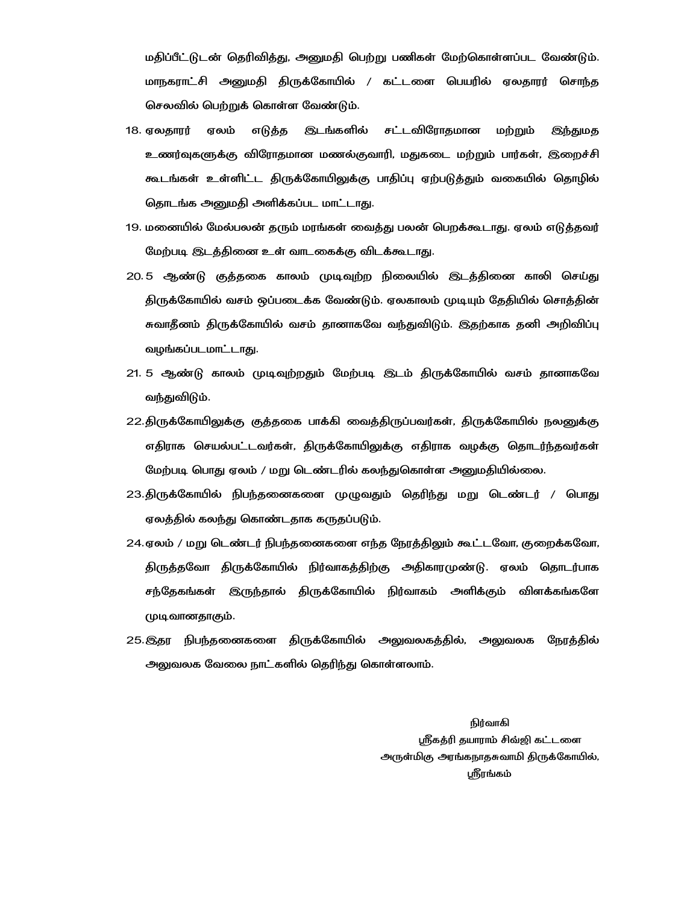மதிப்பீட்டுடன் தெரிவித்து, அனுமதி பெற்று பணிகள் மேற்கொள்ளப்பட வேண்டும். மாநகராட்சி அனுமதி திருக்கோயில் / கட்டளை பெயரில் ஏலதாரர் சொந்த செலவில் பெற்றுக் கொள்ள வேண்டும்.

18. ஏலதாரர் ஏலம் எடுத்த இடங்களில் சட்டவிரோதமான மற்றும் இந்துமத உணர்வுகளுக்கு விரோதமான மணல்குவாரி, மதுகடை மற்றும் பார்கள், இறைச்சி கூடங்கள் உள்ளிட்ட திருக்கோயிலுக்கு பாதிப்பு ஏற்படுத்தும் வகையில் தொழில் தொடங்க அனுமதி அளிக்கப்பட மாட்டாது.
19. மனையில் மேல்பலன் தரும் மரங்கள் வைத்து பலன் பெறக்கூடாது. ஏலம் எடுத்தவர் மேற்படி இடத்தினை உள் வாடகைக்கு விடக்கூடாது.
20. 5 ஆண்டு குத்தகை காலம் முடிவுற்ற நிலையில் இடத்தினை காலி செய்து திருக்கோயில் வசம் ஒப்படைக்க வேண்டும். ஏலகாலம் முடியும் தேதியில் சொத்தின் சுவாதீனம் திருக்கோயில் வசம் தானாகவே வந்துவிடும். இதற்காக தனி அறிவிப்பு வழங்கப்படமாட்டாது.
21. 5 ஆண்டு காலம் முடிவுற்றதும் மேற்படி இடம் திருக்கோயில் வசம் தானாகவே வந்துவிடும்.
22. திருக்கோயிலுக்கு குத்தகை பாக்கி வைத்திருப்பவர்கள், திருக்கோயில் நலனுக்கு எதிராக செயல்பட்டவர்கள், திருக்கோயிலுக்கு எதிராக வழக்கு தொடர்ந்தவர்கள் மேற்படி பொது ஏலம் / மறு டெண்டரில் கலந்துகொள்ள அனுமதியில்லை.
23. திருக்கோயில் நிபந்தனைகளை முழுவதும் தெரிந்து மறு டெண்டர் / பொது ஏலத்தில் கலந்து கொண்டதாக கருதப்படும்.
24. ஏலம் / மறு டெண்டர் நிபந்தனைகளை எந்த நேரத்திலும் கூட்டவோ, குறைக்கவோ, திருத்தவோ திருக்கோயில் நிர்வாகத்திற்கு அதிகாரமுண்டு. ஏலம் தொடர்பாக சந்தேகங்கள் இருந்தால் திருக்கோயில் நிர்வாகம் அளிக்கும் விளக்கங்களே முடிவானதாகும்.
25. இதர நிபந்தனைகளை திருக்கோயில் அலுவலகத்தில், அலுவலக நேரத்தில் அலுவலக வேலை நாட்களில் தெரிந்து கொள்ளலாம்.

நிர்வாகி
ஸ்ரீகத்ரி தயாராம் சிவ்ஜி கட்டளை
அருள்மிகு அரங்கநாதசுவாமி திருக்கோயில்,
ஸ்ரீரங்கம்